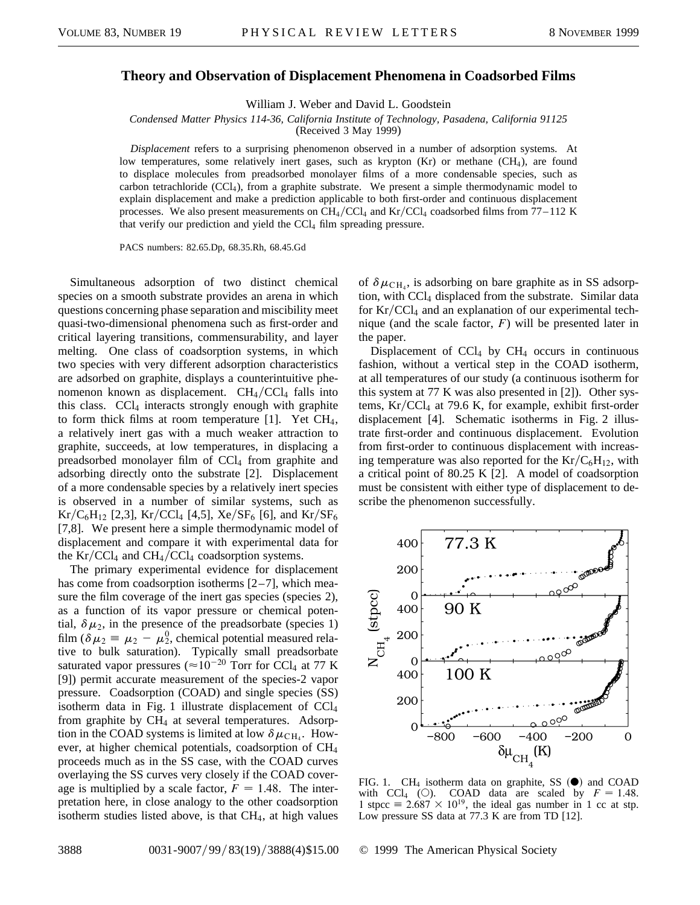# Theory and Observation of Displacement Phenomena in Coadsorbed Films

William J. Weber and David L. Goodstein

*Condensed Matter Physics 114-36, California Institute of Technology, Pasadena, California 91125*
(Received 3 May 1999)

*Displacement* refers to a surprising phenomenon observed in a number of adsorption systems. At low temperatures, some relatively inert gases, such as krypton (Kr) or methane ($CH_4$), are found to displace molecules from preadsorbed monolayer films of a more condensable species, such as carbon tetrachloride ($CCl_4$), from a graphite substrate. We present a simple thermodynamic model to explain displacement and make a prediction applicable to both first-order and continuous displacement processes. We also present measurements on $CH_4/CCl_4$ and $Kr/CCl_4$ coadsorbed films from 77–112 K that verify our prediction and yield the $CCl_4$ film spreading pressure.

PACS numbers: 82.65.Dp, 68.35.Rh, 68.45.Gd

Simultaneous adsorption of two distinct chemical species on a smooth substrate provides an arena in which questions concerning phase separation and miscibility meet quasi-two-dimensional phenomena such as first-order and critical layering transitions, commensurability, and layer melting. One class of coadsorption systems, in which two species with very different adsorption characteristics are adsorbed on graphite, displays a counterintuitive phenomenon known as displacement. $CH_4/CCl_4$ falls into this class. $CCl_4$ interacts strongly enough with graphite to form thick films at room temperature [1]. Yet $CH_4$, a relatively inert gas with a much weaker attraction to graphite, succeeds, at low temperatures, in displacing a preadsorbed monolayer film of $CCl_4$ from graphite and adsorbing directly onto the substrate [2]. Displacement of a more condensable species by a relatively inert species is observed in a number of similar systems, such as $Kr/C_6H_{12}$ [2,3], $Kr/CCl_4$ [4,5], $Xe/SF_6$ [6], and $Kr/SF_6$ [7,8]. We present here a simple thermodynamic model of displacement and compare it with experimental data for the $Kr/CCl_4$ and $CH_4/CCl_4$ coadsorption systems.

The primary experimental evidence for displacement has come from coadsorption isotherms [2–7], which measure the film coverage of the inert gas species (species 2), as a function of its vapor pressure or chemical potential, $\delta\mu_2$, in the presence of the preadsorbate (species 1) film ($\delta\mu_2 \equiv \mu_2 - \mu_2^0$, chemical potential measured relative to bulk saturation). Typically small preadsorbate saturated vapor pressures ($\approx 10^{-20}$ Torr for $CCl_4$ at 77 K [9]) permit accurate measurement of the species-2 vapor pressure. Coadsorption (COAD) and single species (SS) isotherm data in Fig. 1 illustrate displacement of $CCl_4$ from graphite by $CH_4$ at several temperatures. Adsorption in the COAD systems is limited at low $\delta\mu_{CH_4}$. However, at higher chemical potentials, coadsorption of $CH_4$ proceeds much as in the SS case, with the COAD curves overlaying the SS curves very closely if the COAD coverage is multiplied by a scale factor, $F = 1.48$. The interpretation here, in close analogy to the other coadsorption isotherm studies listed above, is that $CH_4$, at high values of $\delta\mu_{CH_4}$, is adsorbing on bare graphite as in SS adsorption, with $CCl_4$ displaced from the substrate. Similar data for $Kr/CCl_4$ and an explanation of our experimental technique (and the scale factor, $F$) will be presented later in the paper.

Displacement of $CCl_4$ by $CH_4$ occurs in continuous fashion, without a vertical step in the COAD isotherm, at all temperatures of our study (a continuous isotherm for this system at 77 K was also presented in [2]). Other systems, $Kr/CCl_4$ at 79.6 K, for example, exhibit first-order displacement [4]. Schematic isotherms in Fig. 2 illustrate first-order and continuous displacement. Evolution from first-order to continuous displacement with increasing temperature was also reported for the $Kr/C_6H_{12}$, with a critical point of 80.25 K [2]. A model of coadsorption must be consistent with either type of displacement to describe the phenomenon successfully.

FIG. 1. $CH_4$ isotherm data on graphite, SS (●) and COAD with $CCl_4$ (○). COAD data are scaled by $F = 1.48$. 1 stpcc $\equiv 2.687 \times 10^{19}$, the ideal gas number in 1 cc at stp. Low pressure SS data at 77.3 K are from TD [12].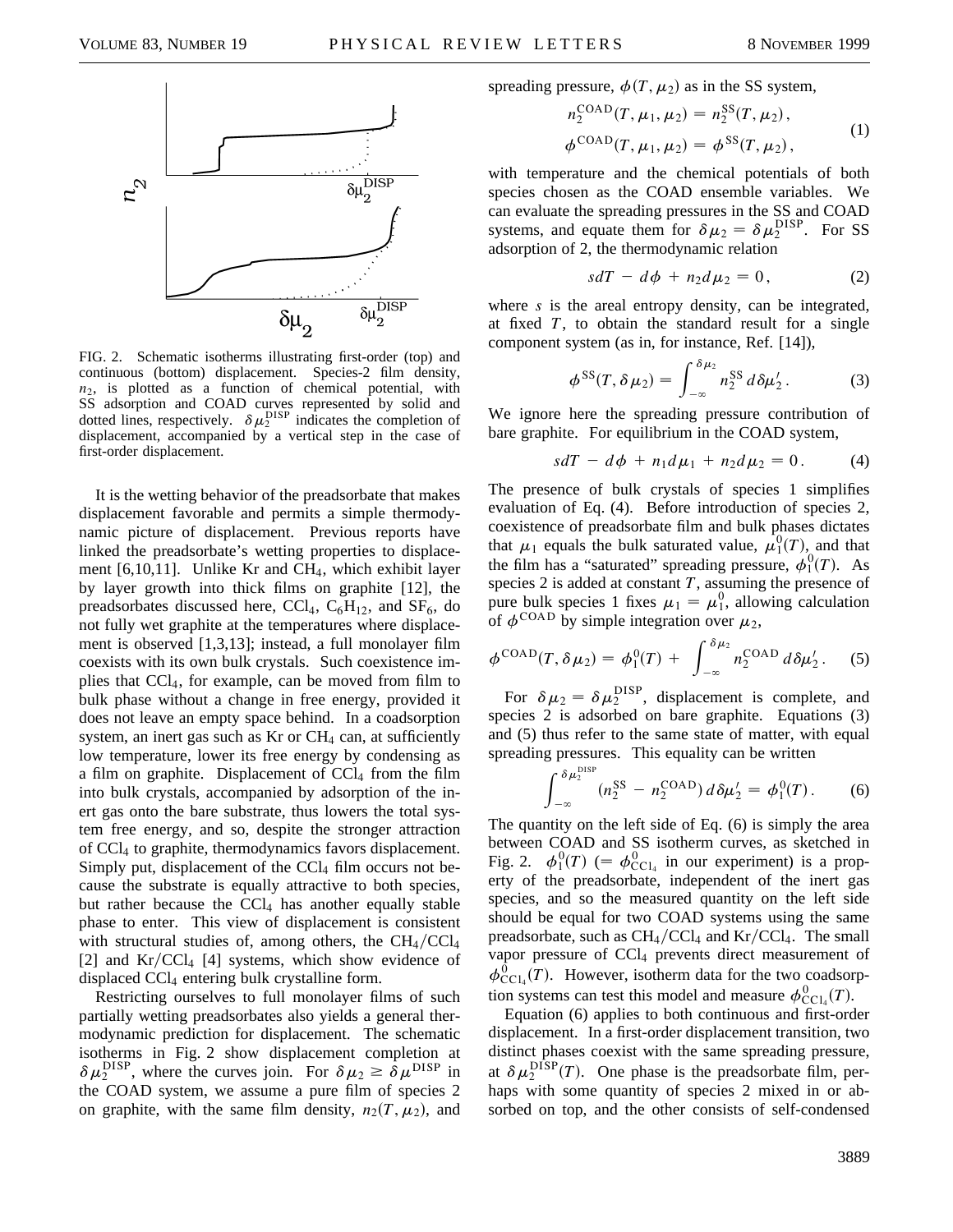FIG. 2. Schematic isotherms illustrating first-order (top) and continuous (bottom) displacement. Species-2 film density, $n_2$, is plotted as a function of chemical potential, with SS adsorption and COAD curves represented by solid and dotted lines, respectively. $\delta\mu_2^{\mathrm{DISP}}$ indicates the completion of displacement, accompanied by a vertical step in the case of first-order displacement.

It is the wetting behavior of the preadsorbate that makes displacement favorable and permits a simple thermodynamic picture of displacement. Previous reports have linked the preadsorbate's wetting properties to displacement [6,10,11]. Unlike Kr and $CH_4$, which exhibit layer by layer growth into thick films on graphite [12], the preadsorbates discussed here, $CCl_4$, $C_6H_{12}$, and $SF_6$, do not fully wet graphite at the temperatures where displacement is observed [1,3,13]; instead, a full monolayer film coexists with its own bulk crystals. Such coexistence implies that $CCl_4$, for example, can be moved from film to bulk phase without a change in free energy, provided it does not leave an empty space behind. In a coadsorption system, an inert gas such as Kr or $CH_4$ can, at sufficiently low temperature, lower its free energy by condensing as a film on graphite. Displacement of $CCl_4$ from the film into bulk crystals, accompanied by adsorption of the inert gas onto the bare substrate, thus lowers the total system free energy, and so, despite the stronger attraction of $CCl_4$ to graphite, thermodynamics favors displacement. Simply put, displacement of the $CCl_4$ film occurs not because the substrate is equally attractive to both species, but rather because the $CCl_4$ has another equally stable phase to enter. This view of displacement is consistent with structural studies of, among others, the $CH_4/CCl_4$ [2] and $Kr/CCl_4$ [4] systems, which show evidence of displaced $CCl_4$ entering bulk crystalline form.

Restricting ourselves to full monolayer films of such partially wetting preadsorbates also yields a general thermodynamic prediction for displacement. The schematic isotherms in Fig. 2 show displacement completion at $\delta\mu_2^{\mathrm{DISP}}$, where the curves join. For $\delta\mu_2 \geq \delta\mu^{\mathrm{DISP}}$ in the COAD system, we assume a pure film of species 2 on graphite, with the same film density, $n_2(T, \mu_2)$, and spreading pressure, $\phi(T, \mu_2)$ as in the SS system,

$$
\begin{aligned}
n_2^{\mathrm{COAD}}(T, \mu_1, \mu_2) &= n_2^{\mathrm{SS}}(T, \mu_2), \\
\phi^{\mathrm{COAD}}(T, \mu_1, \mu_2) &= \phi^{\mathrm{SS}}(T, \mu_2),
\end{aligned} \tag{1}
$$

with temperature and the chemical potentials of both species chosen as the COAD ensemble variables. We can evaluate the spreading pressures in the SS and COAD systems, and equate them for $\delta\mu_2 = \delta\mu_2^{\mathrm{DISP}}$. For SS adsorption of 2, the thermodynamic relation

$$
s\,dT - d\phi + n_2\,d\mu_2 = 0, \tag{2}
$$

where $s$ is the areal entropy density, can be integrated, at fixed $T$, to obtain the standard result for a single component system (as in, for instance, Ref. [14]),

$$
\phi^{\mathrm{SS}}(T, \delta\mu_2) = \int_{-\infty}^{\delta\mu_2} n_2^{\mathrm{SS}}\, d\delta\mu_2'. \tag{3}
$$

We ignore here the spreading pressure contribution of bare graphite. For equilibrium in the COAD system,

$$
s\,dT - d\phi + n_1\,d\mu_1 + n_2\,d\mu_2 = 0. \tag{4}
$$

The presence of bulk crystals of species 1 simplifies evaluation of Eq. (4). Before introduction of species 2, coexistence of preadsorbate film and bulk phases dictates that $\mu_1$ equals the bulk saturated value, $\mu_1^0(T)$, and that the film has a "saturated" spreading pressure, $\phi_1^0(T)$. As species 2 is added at constant $T$, assuming the presence of pure bulk species 1 fixes $\mu_1 = \mu_1^0$, allowing calculation of $\phi^{\mathrm{COAD}}$ by simple integration over $\mu_2$,

$$
\phi^{\mathrm{COAD}}(T, \delta\mu_2) = \phi_1^0(T) + \int_{-\infty}^{\delta\mu_2} n_2^{\mathrm{COAD}}\, d\delta\mu_2'. \tag{5}
$$

For $\delta\mu_2 = \delta\mu_2^{\mathrm{DISP}}$, displacement is complete, and species 2 is adsorbed on bare graphite. Equations (3) and (5) thus refer to the same state of matter, with equal spreading pressures. This equality can be written

$$
\int_{-\infty}^{\delta\mu_2^{\mathrm{DISP}}} (n_2^{\mathrm{SS}} - n_2^{\mathrm{COAD}})\, d\delta\mu_2' = \phi_1^0(T). \tag{6}
$$

The quantity on the left side of Eq. (6) is simply the area between COAD and SS isotherm curves, as sketched in Fig. 2. $\phi_1^0(T)$ ($= \phi_{CCl_4}^0$ in our experiment) is a property of the preadsorbate, independent of the inert gas species, and so the measured quantity on the left side should be equal for two COAD systems using the same preadsorbate, such as $CH_4/CCl_4$ and $Kr/CCl_4$. The small vapor pressure of $CCl_4$ prevents direct measurement of $\phi_{CCl_4}^0(T)$. However, isotherm data for the two coadsorption systems can test this model and measure $\phi_{CCl_4}^0(T)$.

Equation (6) applies to both continuous and first-order displacement. In a first-order displacement transition, two distinct phases coexist with the same spreading pressure, at $\delta\mu_2^{\mathrm{DISP}}(T)$. One phase is the preadsorbate film, perhaps with some quantity of species 2 mixed in or absorbed on top, and the other consists of self-condensed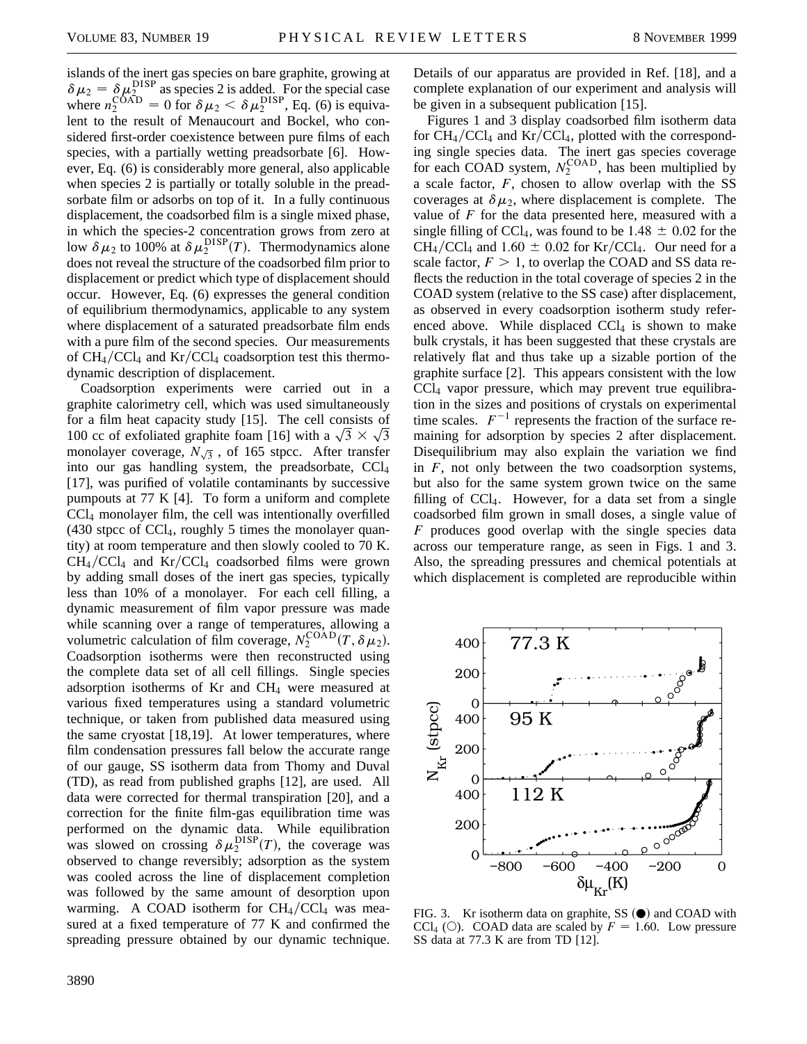islands of the inert gas species on bare graphite, growing at $\delta\mu_2 = \delta\mu_2^{\rm DISP}$ as species 2 is added. For the special case where $n_2^{\rm COAD} = 0$ for $\delta\mu_2 < \delta\mu_2^{\rm DISP}$, Eq. (6) is equivalent to the result of Menaucourt and Bockel, who considered first-order coexistence between pure films of each species, with a partially wetting preadsorbate [6]. However, Eq. (6) is considerably more general, also applicable when species 2 is partially or totally soluble in the preadsorbate film or adsorbs on top of it. In a fully continuous displacement, the coadsorbed film is a single mixed phase, in which the species-2 concentration grows from zero at low $\delta\mu_2$ to 100% at $\delta\mu_2^{\rm DISP}(T)$. Thermodynamics alone does not reveal the structure of the coadsorbed film prior to displacement or predict which type of displacement should occur. However, Eq. (6) expresses the general condition of equilibrium thermodynamics, applicable to any system where displacement of a saturated preadsorbate film ends with a pure film of the second species. Our measurements of $CH_4/CCl_4$ and $Kr/CCl_4$ coadsorption test this thermodynamic description of displacement.

Coadsorption experiments were carried out in a graphite calorimetry cell, which was used simultaneously for a film heat capacity study [15]. The cell consists of 100 cc of exfoliated graphite foam [16] with a $\sqrt{3} \times \sqrt{3}$ monolayer coverage, $N_{\sqrt{3}}$, of 165 stpcc. After transfer into our gas handling system, the preadsorbate, $CCl_4$ [17], was purified of volatile contaminants by successive pumpouts at 77 K [4]. To form a uniform and complete $CCl_4$ monolayer film, the cell was intentionally overfilled (430 stpcc of $CCl_4$, roughly 5 times the monolayer quantity) at room temperature and then slowly cooled to 70 K. $CH_4/CCl_4$ and $Kr/CCl_4$ coadsorbed films were grown by adding small doses of the inert gas species, typically less than 10% of a monolayer. For each cell filling, a dynamic measurement of film vapor pressure was made while scanning over a range of temperatures, allowing a volumetric calculation of film coverage, $N_2^{\rm COAD}(T, \delta\mu_2)$. Coadsorption isotherms were then reconstructed using the complete data set of all cell fillings. Single species adsorption isotherms of Kr and $CH_4$ were measured at various fixed temperatures using a standard volumetric technique, or taken from published data measured using the same cryostat [18,19]. At lower temperatures, where film condensation pressures fall below the accurate range of our gauge, SS isotherm data from Thomy and Duval (TD), as read from published graphs [12], are used. All data were corrected for thermal transpiration [20], and a correction for the finite film-gas equilibration time was performed on the dynamic data. While equilibration was slowed on crossing $\delta\mu_2^{\rm DISP}(T)$, the coverage was observed to change reversibly; adsorption as the system was cooled across the line of displacement completion was followed by the same amount of desorption upon warming. A COAD isotherm for $CH_4/CCl_4$ was measured at a fixed temperature of 77 K and confirmed the spreading pressure obtained by our dynamic technique. Details of our apparatus are provided in Ref. [18], and a complete explanation of our experiment and analysis will be given in a subsequent publication [15].

Figures 1 and 3 display coadsorbed film isotherm data for $CH_4/CCl_4$ and $Kr/CCl_4$, plotted with the corresponding single species data. The inert gas species coverage for each COAD system, $N_2^{\rm COAD}$, has been multiplied by a scale factor, $F$, chosen to allow overlap with the SS coverages at $\delta\mu_2$, where displacement is complete. The value of $F$ for the data presented here, measured with a single filling of $CCl_4$, was found to be $1.48 \pm 0.02$ for the $CH_4/CCl_4$ and $1.60 \pm 0.02$ for $Kr/CCl_4$. Our need for a scale factor, $F > 1$, to overlap the COAD and SS data reflects the reduction in the total coverage of species 2 in the COAD system (relative to the SS case) after displacement, as observed in every coadsorption isotherm study referenced above. While displaced $CCl_4$ is shown to make bulk crystals, it has been suggested that these crystals are relatively flat and thus take up a sizable portion of the graphite surface [2]. This appears consistent with the low $CCl_4$ vapor pressure, which may prevent true equilibration in the sizes and positions of crystals on experimental time scales. $F^{-1}$ represents the fraction of the surface remaining for adsorption by species 2 after displacement. Disequilibrium may also explain the variation we find in $F$, not only between the two coadsorption systems, but also for the same system grown twice on the same filling of $CCl_4$. However, for a data set from a single coadsorbed film grown in small doses, a single value of $F$ produces good overlap with the single species data across our temperature range, as seen in Figs. 1 and 3. Also, the spreading pressures and chemical potentials at which displacement is completed are reproducible within

FIG. 3. Kr isotherm data on graphite, SS (●) and COAD with $CCl_4$ (○). COAD data are scaled by $F = 1.60$. Low pressure SS data at 77.3 K are from TD [12].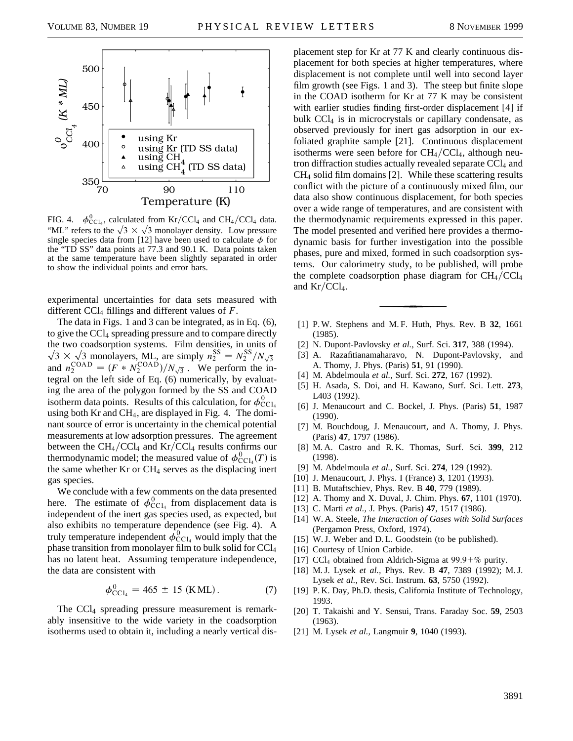500

450

400

350

70 90 110

Temperature (K)

$\phi^0_{CCl_4}$ (K * ML)

using Kr

using Kr (TD SS data)

using $CH_4$

using $CH_4$ (TD SS data)

FIG. 4. $\phi^0_{CCl_4}$, calculated from $Kr/CCl_4$ and $CH_4/CCl_4$ data. "ML" refers to the $\sqrt{3} \times \sqrt{3}$ monolayer density. Low pressure single species data from [12] have been used to calculate $\phi$ for the "TD SS" data points at 77.3 and 90.1 K. Data points taken at the same temperature have been slightly separated in order to show the individual points and error bars.

experimental uncertainties for data sets measured with different $CCl_4$ fillings and different values of $F$.

The data in Figs. 1 and 3 can be integrated, as in Eq. (6), to give the $CCl_4$ spreading pressure and to compare directly the two coadsorption systems. Film densities, in units of $\sqrt{3} \times \sqrt{3}$ monolayers, ML, are simply $n_2^{SS} = N_2^{SS}/N_{\sqrt{3}}$ and $n_2^{COAD} = (F * N_2^{COAD})/N_{\sqrt{3}}$. We perform the integral on the left side of Eq. (6) numerically, by evaluating the area of the polygon formed by the SS and COAD isotherm data points. Results of this calculation, for $\phi^0_{CCl_4}$ using both Kr and $CH_4$, are displayed in Fig. 4. The dominant source of error is uncertainty in the chemical potential measurements at low adsorption pressures. The agreement between the $CH_4/CCl_4$ and $Kr/CCl_4$ results confirms our thermodynamic model; the measured value of $\phi^0_{CCl_4}(T)$ is the same whether Kr or $CH_4$ serves as the displacing inert gas species.

We conclude with a few comments on the data presented here. The estimate of $\phi^0_{CCl_4}$ from displacement data is independent of the inert gas species used, as expected, but also exhibits no temperature dependence (see Fig. 4). A truly temperature independent $\phi^0_{CCl_4}$ would imply that the phase transition from monolayer film to bulk solid for $CCl_4$ has no latent heat. Assuming temperature independence, the data are consistent with

$$\phi^0_{CCl_4} = 465 \pm 15 \text{ (K ML)}. \tag{7}$$

The $CCl_4$ spreading pressure measurement is remarkably insensitive to the wide variety in the coadsorption isotherms used to obtain it, including a nearly vertical displacement step for Kr at 77 K and clearly continuous displacement for both species at higher temperatures, where displacement is not complete until well into second layer film growth (see Figs. 1 and 3). The steep but finite slope in the COAD isotherm for Kr at 77 K may be consistent with earlier studies finding first-order displacement [4] if bulk $CCl_4$ is in microcrystals or capillary condensate, as observed previously for inert gas adsorption in our exfoliated graphite sample [21]. Continuous displacement isotherms were seen before for $CH_4/CCl_4$, although neutron diffraction studies actually revealed separate $CCl_4$ and $CH_4$ solid film domains [2]. While these scattering results conflict with the picture of a continuously mixed film, our data also show continuous displacement, for both species over a wide range of temperatures, and are consistent with the thermodynamic requirements expressed in this paper. The model presented and verified here provides a thermodynamic basis for further investigation into the possible phases, pure and mixed, formed in such coadsorption systems. Our calorimetry study, to be published, will probe the complete coadsorption phase diagram for $CH_4/CCl_4$ and $Kr/CCl_4$.

---

[1] P. W. Stephens and M. F. Huth, Phys. Rev. B **32**, 1661 (1985).
[2] N. Dupont-Pavlovsky *et al.,* Surf. Sci. **317**, 388 (1994).
[3] A. Razafitianamaharavo, N. Dupont-Pavlovsky, and A. Thomy, J. Phys. (Paris) **51**, 91 (1990).
[4] M. Abdelmoula *et al.,* Surf. Sci. **272**, 167 (1992).
[5] H. Asada, S. Doi, and H. Kawano, Surf. Sci. Lett. **273**, L403 (1992).
[6] J. Menaucourt and C. Bockel, J. Phys. (Paris) **51**, 1987 (1990).
[7] M. Bouchdoug, J. Menaucourt, and A. Thomy, J. Phys. (Paris) **47**, 1797 (1986).
[8] M. A. Castro and R. K. Thomas, Surf. Sci. **399**, 212 (1998).
[9] M. Abdelmoula *et al.,* Surf. Sci. **274**, 129 (1992).
[10] J. Menaucourt, J. Phys. I (France) **3**, 1201 (1993).
[11] B. Mutaftschiev, Phys. Rev. B **40**, 779 (1989).
[12] A. Thomy and X. Duval, J. Chim. Phys. **67**, 1101 (1970).
[13] C. Marti *et al.,* J. Phys. (Paris) **47**, 1517 (1986).
[14] W. A. Steele, *The Interaction of Gases with Solid Surfaces* (Pergamon Press, Oxford, 1974).
[15] W. J. Weber and D. L. Goodstein (to be published).
[16] Courtesy of Union Carbide.
[17] $CCl_4$ obtained from Aldrich-Sigma at 99.9+% purity.
[18] M. J. Lysek *et al.,* Phys. Rev. B **47**, 7389 (1992); M. J. Lysek *et al.,* Rev. Sci. Instrum. **63**, 5750 (1992).
[19] P. K. Day, Ph.D. thesis, California Institute of Technology, 1993.
[20] T. Takaishi and Y. Sensui, Trans. Faraday Soc. **59**, 2503 (1963).
[21] M. Lysek *et al.,* Langmuir **9**, 1040 (1993).